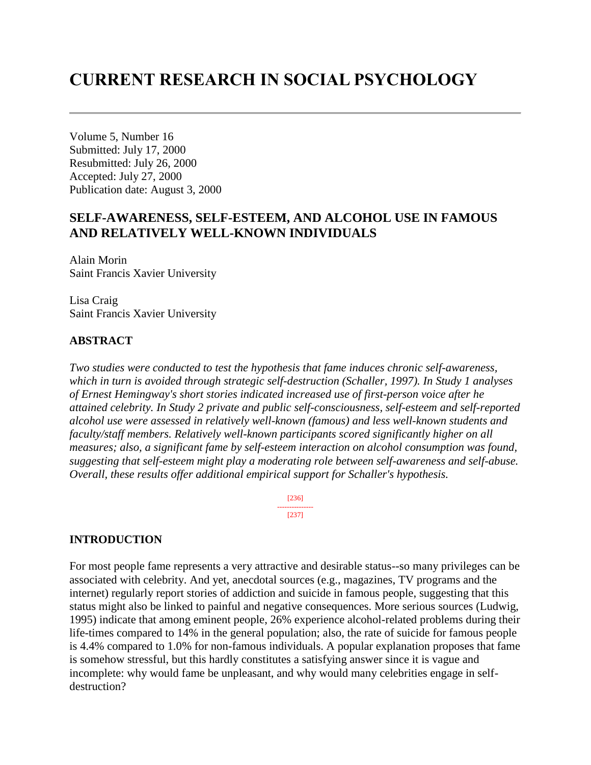# CURRENT RESEARCH IN SOCIAL PSYCHOLOGY

Volume 5, Number 16
Submitted: July 17, 2000
Resubmitted: July 26, 2000
Accepted: July 27, 2000
Publication date: August 3, 2000

## SELF-AWARENESS, SELF-ESTEEM, AND ALCOHOL USE IN FAMOUS AND RELATIVELY WELL-KNOWN INDIVIDUALS

Alain Morin
Saint Francis Xavier University

Lisa Craig
Saint Francis Xavier University

### ABSTRACT

*Two studies were conducted to test the hypothesis that fame induces chronic self-awareness, which in turn is avoided through strategic self-destruction (Schaller, 1997). In Study 1 analyses of Ernest Hemingway's short stories indicated increased use of first-person voice after he attained celebrity. In Study 2 private and public self-consciousness, self-esteem and self-reported alcohol use were assessed in relatively well-known (famous) and less well-known students and faculty/staff members. Relatively well-known participants scored significantly higher on all measures; also, a significant fame by self-esteem interaction on alcohol consumption was found, suggesting that self-esteem might play a moderating role between self-awareness and self-abuse. Overall, these results offer additional empirical support for Schaller's hypothesis.*

[236]
---------------
[237]

### INTRODUCTION

For most people fame represents a very attractive and desirable status--so many privileges can be associated with celebrity. And yet, anecdotal sources (e.g., magazines, TV programs and the internet) regularly report stories of addiction and suicide in famous people, suggesting that this status might also be linked to painful and negative consequences. More serious sources (Ludwig, 1995) indicate that among eminent people, 26% experience alcohol-related problems during their life-times compared to 14% in the general population; also, the rate of suicide for famous people is 4.4% compared to 1.0% for non-famous individuals. A popular explanation proposes that fame is somehow stressful, but this hardly constitutes a satisfying answer since it is vague and incomplete: why would fame be unpleasant, and why would many celebrities engage in self-destruction?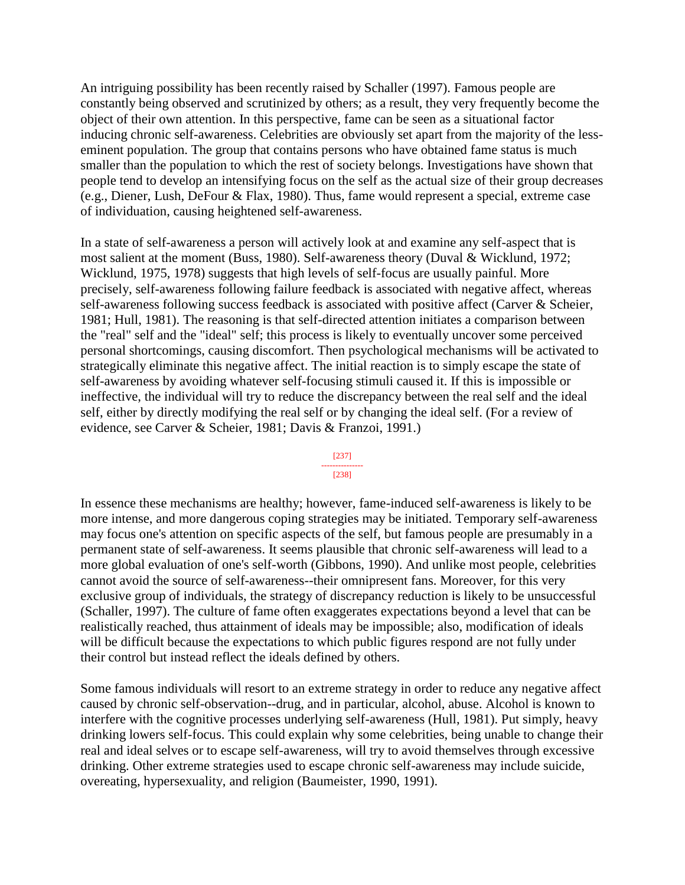An intriguing possibility has been recently raised by Schaller (1997). Famous people are constantly being observed and scrutinized by others; as a result, they very frequently become the object of their own attention. In this perspective, fame can be seen as a situational factor inducing chronic self-awareness. Celebrities are obviously set apart from the majority of the less-eminent population. The group that contains persons who have obtained fame status is much smaller than the population to which the rest of society belongs. Investigations have shown that people tend to develop an intensifying focus on the self as the actual size of their group decreases (e.g., Diener, Lush, DeFour & Flax, 1980). Thus, fame would represent a special, extreme case of individuation, causing heightened self-awareness.

In a state of self-awareness a person will actively look at and examine any self-aspect that is most salient at the moment (Buss, 1980). Self-awareness theory (Duval & Wicklund, 1972; Wicklund, 1975, 1978) suggests that high levels of self-focus are usually painful. More precisely, self-awareness following failure feedback is associated with negative affect, whereas self-awareness following success feedback is associated with positive affect (Carver & Scheier, 1981; Hull, 1981). The reasoning is that self-directed attention initiates a comparison between the "real" self and the "ideal" self; this process is likely to eventually uncover some perceived personal shortcomings, causing discomfort. Then psychological mechanisms will be activated to strategically eliminate this negative affect. The initial reaction is to simply escape the state of self-awareness by avoiding whatever self-focusing stimuli caused it. If this is impossible or ineffective, the individual will try to reduce the discrepancy between the real self and the ideal self, either by directly modifying the real self or by changing the ideal self. (For a review of evidence, see Carver & Scheier, 1981; Davis & Franzoi, 1991.)

In essence these mechanisms are healthy; however, fame-induced self-awareness is likely to be more intense, and more dangerous coping strategies may be initiated. Temporary self-awareness may focus one's attention on specific aspects of the self, but famous people are presumably in a permanent state of self-awareness. It seems plausible that chronic self-awareness will lead to a more global evaluation of one's self-worth (Gibbons, 1990). And unlike most people, celebrities cannot avoid the source of self-awareness--their omnipresent fans. Moreover, for this very exclusive group of individuals, the strategy of discrepancy reduction is likely to be unsuccessful (Schaller, 1997). The culture of fame often exaggerates expectations beyond a level that can be realistically reached, thus attainment of ideals may be impossible; also, modification of ideals will be difficult because the expectations to which public figures respond are not fully under their control but instead reflect the ideals defined by others.

Some famous individuals will resort to an extreme strategy in order to reduce any negative affect caused by chronic self-observation--drug, and in particular, alcohol, abuse. Alcohol is known to interfere with the cognitive processes underlying self-awareness (Hull, 1981). Put simply, heavy drinking lowers self-focus. This could explain why some celebrities, being unable to change their real and ideal selves or to escape self-awareness, will try to avoid themselves through excessive drinking. Other extreme strategies used to escape chronic self-awareness may include suicide, overeating, hypersexuality, and religion (Baumeister, 1990, 1991).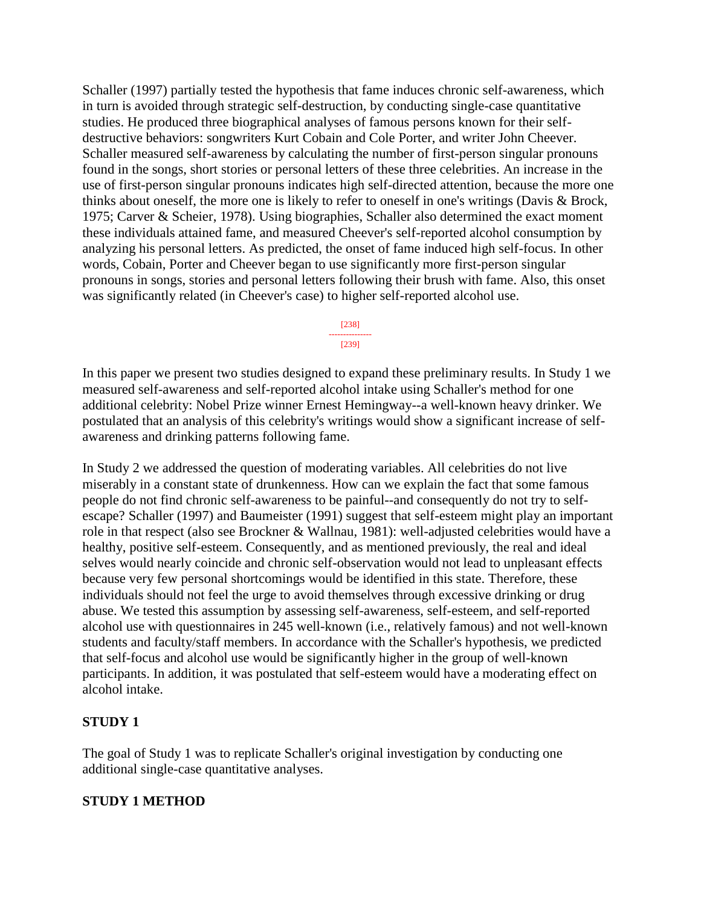Schaller (1997) partially tested the hypothesis that fame induces chronic self-awareness, which in turn is avoided through strategic self-destruction, by conducting single-case quantitative studies. He produced three biographical analyses of famous persons known for their self-destructive behaviors: songwriters Kurt Cobain and Cole Porter, and writer John Cheever. Schaller measured self-awareness by calculating the number of first-person singular pronouns found in the songs, short stories or personal letters of these three celebrities. An increase in the use of first-person singular pronouns indicates high self-directed attention, because the more one thinks about oneself, the more one is likely to refer to oneself in one's writings (Davis & Brock, 1975; Carver & Scheier, 1978). Using biographies, Schaller also determined the exact moment these individuals attained fame, and measured Cheever's self-reported alcohol consumption by analyzing his personal letters. As predicted, the onset of fame induced high self-focus. In other words, Cobain, Porter and Cheever began to use significantly more first-person singular pronouns in songs, stories and personal letters following their brush with fame. Also, this onset was significantly related (in Cheever's case) to higher self-reported alcohol use.

In this paper we present two studies designed to expand these preliminary results. In Study 1 we measured self-awareness and self-reported alcohol intake using Schaller's method for one additional celebrity: Nobel Prize winner Ernest Hemingway--a well-known heavy drinker. We postulated that an analysis of this celebrity's writings would show a significant increase of self-awareness and drinking patterns following fame.

In Study 2 we addressed the question of moderating variables. All celebrities do not live miserably in a constant state of drunkenness. How can we explain the fact that some famous people do not find chronic self-awareness to be painful--and consequently do not try to self-escape? Schaller (1997) and Baumeister (1991) suggest that self-esteem might play an important role in that respect (also see Brockner & Wallnau, 1981): well-adjusted celebrities would have a healthy, positive self-esteem. Consequently, and as mentioned previously, the real and ideal selves would nearly coincide and chronic self-observation would not lead to unpleasant effects because very few personal shortcomings would be identified in this state. Therefore, these individuals should not feel the urge to avoid themselves through excessive drinking or drug abuse. We tested this assumption by assessing self-awareness, self-esteem, and self-reported alcohol use with questionnaires in 245 well-known (i.e., relatively famous) and not well-known students and faculty/staff members. In accordance with the Schaller's hypothesis, we predicted that self-focus and alcohol use would be significantly higher in the group of well-known participants. In addition, it was postulated that self-esteem would have a moderating effect on alcohol intake.

## STUDY 1

The goal of Study 1 was to replicate Schaller's original investigation by conducting one additional single-case quantitative analyses.

## STUDY 1 METHOD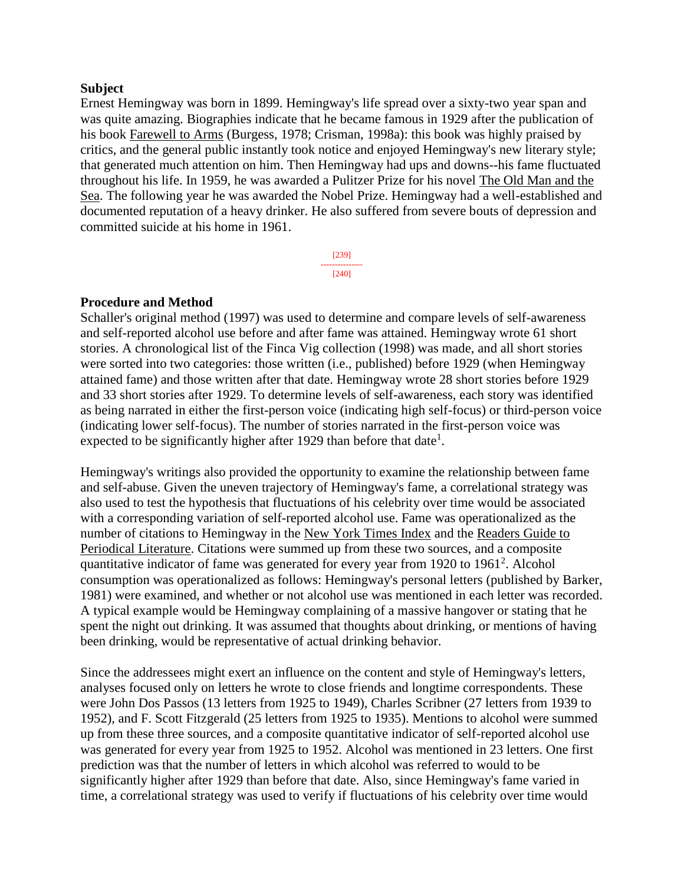**Subject**

Ernest Hemingway was born in 1899. Hemingway's life spread over a sixty-two year span and was quite amazing. Biographies indicate that he became famous in 1929 after the publication of his book Farewell to Arms (Burgess, 1978; Crisman, 1998a): this book was highly praised by critics, and the general public instantly took notice and enjoyed Hemingway's new literary style; that generated much attention on him. Then Hemingway had ups and downs--his fame fluctuated throughout his life. In 1959, he was awarded a Pulitzer Prize for his novel The Old Man and the Sea. The following year he was awarded the Nobel Prize. Hemingway had a well-established and documented reputation of a heavy drinker. He also suffered from severe bouts of depression and committed suicide at his home in 1961.

**Procedure and Method**

Schaller's original method (1997) was used to determine and compare levels of self-awareness and self-reported alcohol use before and after fame was attained. Hemingway wrote 61 short stories. A chronological list of the Finca Vig collection (1998) was made, and all short stories were sorted into two categories: those written (i.e., published) before 1929 (when Hemingway attained fame) and those written after that date. Hemingway wrote 28 short stories before 1929 and 33 short stories after 1929. To determine levels of self-awareness, each story was identified as being narrated in either the first-person voice (indicating high self-focus) or third-person voice (indicating lower self-focus). The number of stories narrated in the first-person voice was expected to be significantly higher after 1929 than before that date[1].

Hemingway's writings also provided the opportunity to examine the relationship between fame and self-abuse. Given the uneven trajectory of Hemingway's fame, a correlational strategy was also used to test the hypothesis that fluctuations of his celebrity over time would be associated with a corresponding variation of self-reported alcohol use. Fame was operationalized as the number of citations to Hemingway in the New York Times Index and the Readers Guide to Periodical Literature. Citations were summed up from these two sources, and a composite quantitative indicator of fame was generated for every year from 1920 to 1961[2]. Alcohol consumption was operationalized as follows: Hemingway's personal letters (published by Barker, 1981) were examined, and whether or not alcohol use was mentioned in each letter was recorded. A typical example would be Hemingway complaining of a massive hangover or stating that he spent the night out drinking. It was assumed that thoughts about drinking, or mentions of having been drinking, would be representative of actual drinking behavior.

Since the addressees might exert an influence on the content and style of Hemingway's letters, analyses focused only on letters he wrote to close friends and longtime correspondents. These were John Dos Passos (13 letters from 1925 to 1949), Charles Scribner (27 letters from 1939 to 1952), and F. Scott Fitzgerald (25 letters from 1925 to 1935). Mentions to alcohol were summed up from these three sources, and a composite quantitative indicator of self-reported alcohol use was generated for every year from 1925 to 1952. Alcohol was mentioned in 23 letters. One first prediction was that the number of letters in which alcohol was referred to would to be significantly higher after 1929 than before that date. Also, since Hemingway's fame varied in time, a correlational strategy was used to verify if fluctuations of his celebrity over time would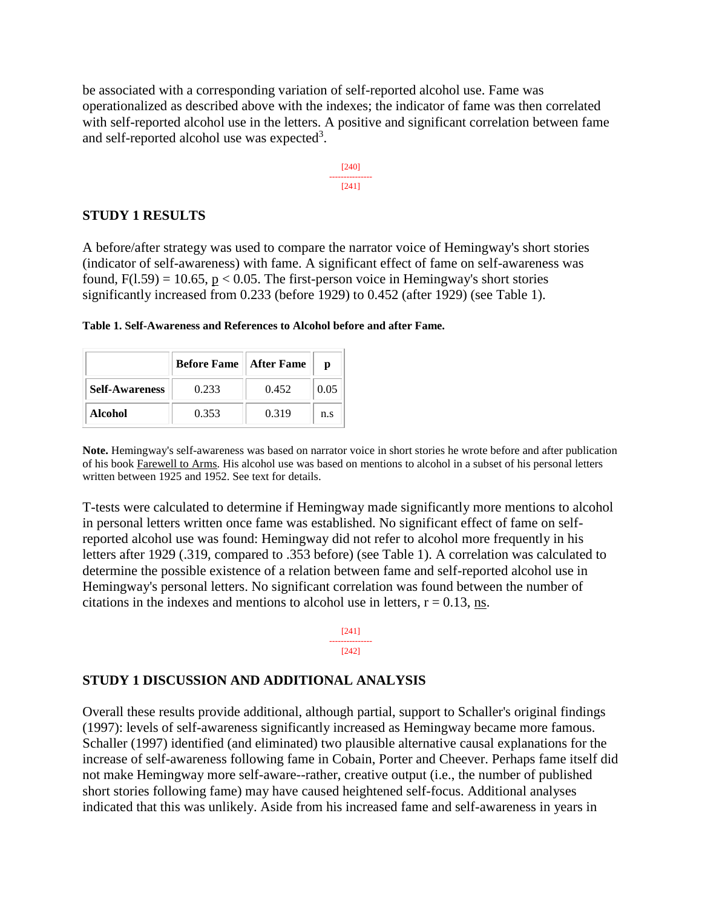be associated with a corresponding variation of self-reported alcohol use. Fame was operationalized as described above with the indexes; the indicator of fame was then correlated with self-reported alcohol use in the letters. A positive and significant correlation between fame and self-reported alcohol use was expected[3].

## STUDY 1 RESULTS

A before/after strategy was used to compare the narrator voice of Hemingway's short stories (indicator of self-awareness) with fame. A significant effect of fame on self-awareness was found, $F(l.59) = 10.65$, $p < 0.05$. The first-person voice in Hemingway's short stories significantly increased from 0.233 (before 1929) to 0.452 (after 1929) (see Table 1).

**Table 1. Self-Awareness and References to Alcohol before and after Fame.**

| | Before Fame | After Fame | p |
|---|---|---|---|
| **Self-Awareness** | 0.233 | 0.452 | 0.05 |
| **Alcohol** | 0.353 | 0.319 | n.s |

**Note.** Hemingway's self-awareness was based on narrator voice in short stories he wrote before and after publication of his book Farewell to Arms. His alcohol use was based on mentions to alcohol in a subset of his personal letters written between 1925 and 1952. See text for details.

T-tests were calculated to determine if Hemingway made significantly more mentions to alcohol in personal letters written once fame was established. No significant effect of fame on self-reported alcohol use was found: Hemingway did not refer to alcohol more frequently in his letters after 1929 (.319, compared to .353 before) (see Table 1). A correlation was calculated to determine the possible existence of a relation between fame and self-reported alcohol use in Hemingway's personal letters. No significant correlation was found between the number of citations in the indexes and mentions to alcohol use in letters, $r = 0.13$, ns.

## STUDY 1 DISCUSSION AND ADDITIONAL ANALYSIS

Overall these results provide additional, although partial, support to Schaller's original findings (1997): levels of self-awareness significantly increased as Hemingway became more famous. Schaller (1997) identified (and eliminated) two plausible alternative causal explanations for the increase of self-awareness following fame in Cobain, Porter and Cheever. Perhaps fame itself did not make Hemingway more self-aware--rather, creative output (i.e., the number of published short stories following fame) may have caused heightened self-focus. Additional analyses indicated that this was unlikely. Aside from his increased fame and self-awareness in years in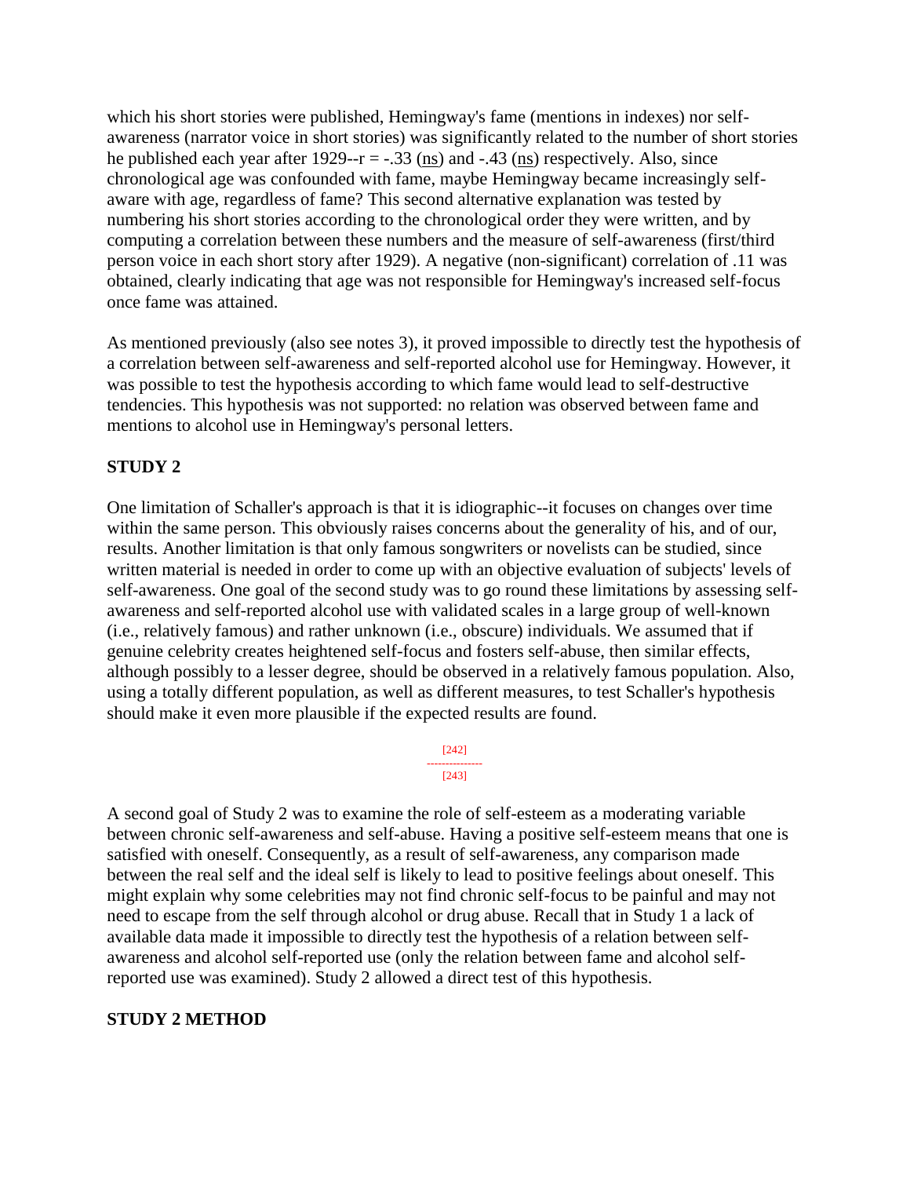which his short stories were published, Hemingway's fame (mentions in indexes) nor self-awareness (narrator voice in short stories) was significantly related to the number of short stories he published each year after 1929--$r = -.33$ (ns) and $-.43$ (ns) respectively. Also, since chronological age was confounded with fame, maybe Hemingway became increasingly self-aware with age, regardless of fame? This second alternative explanation was tested by numbering his short stories according to the chronological order they were written, and by computing a correlation between these numbers and the measure of self-awareness (first/third person voice in each short story after 1929). A negative (non-significant) correlation of .11 was obtained, clearly indicating that age was not responsible for Hemingway's increased self-focus once fame was attained.

As mentioned previously (also see notes 3), it proved impossible to directly test the hypothesis of a correlation between self-awareness and self-reported alcohol use for Hemingway. However, it was possible to test the hypothesis according to which fame would lead to self-destructive tendencies. This hypothesis was not supported: no relation was observed between fame and mentions to alcohol use in Hemingway's personal letters.

## STUDY 2

One limitation of Schaller's approach is that it is idiographic--it focuses on changes over time within the same person. This obviously raises concerns about the generality of his, and of our, results. Another limitation is that only famous songwriters or novelists can be studied, since written material is needed in order to come up with an objective evaluation of subjects' levels of self-awareness. One goal of the second study was to go round these limitations by assessing self-awareness and self-reported alcohol use with validated scales in a large group of well-known (i.e., relatively famous) and rather unknown (i.e., obscure) individuals. We assumed that if genuine celebrity creates heightened self-focus and fosters self-abuse, then similar effects, although possibly to a lesser degree, should be observed in a relatively famous population. Also, using a totally different population, as well as different measures, to test Schaller's hypothesis should make it even more plausible if the expected results are found.

A second goal of Study 2 was to examine the role of self-esteem as a moderating variable between chronic self-awareness and self-abuse. Having a positive self-esteem means that one is satisfied with oneself. Consequently, as a result of self-awareness, any comparison made between the real self and the ideal self is likely to lead to positive feelings about oneself. This might explain why some celebrities may not find chronic self-focus to be painful and may not need to escape from the self through alcohol or drug abuse. Recall that in Study 1 a lack of available data made it impossible to directly test the hypothesis of a relation between self-awareness and alcohol self-reported use (only the relation between fame and alcohol self-reported use was examined). Study 2 allowed a direct test of this hypothesis.

## STUDY 2 METHOD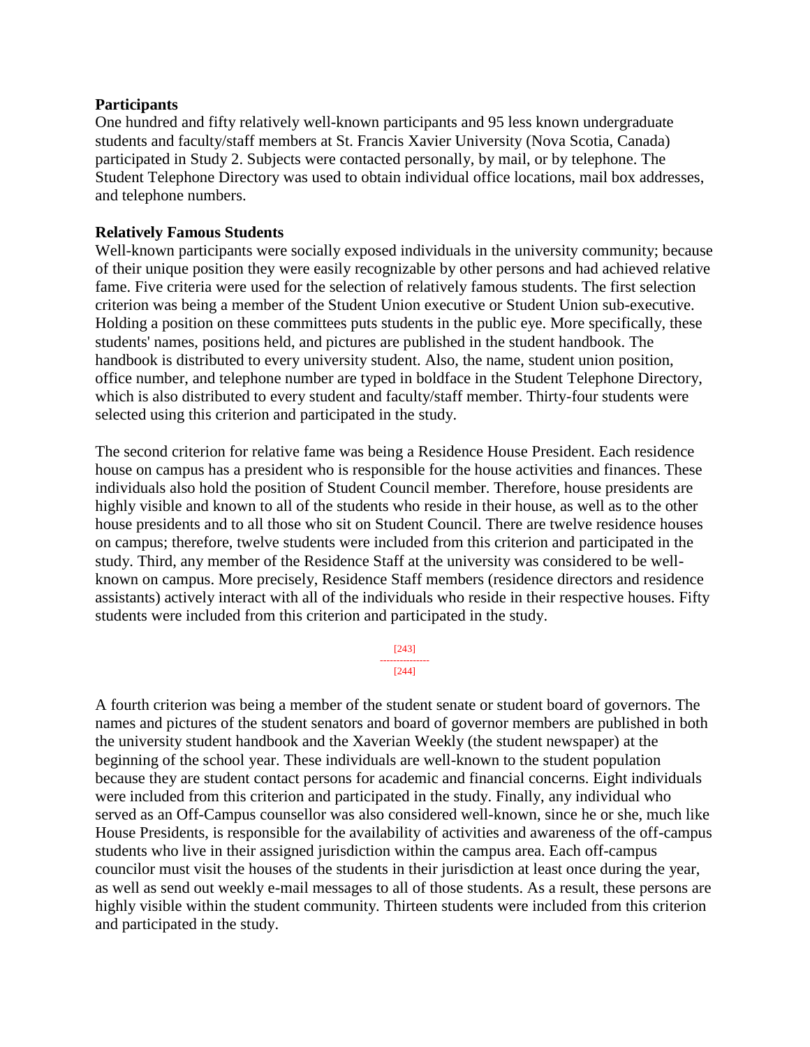**Participants**

One hundred and fifty relatively well-known participants and 95 less known undergraduate students and faculty/staff members at St. Francis Xavier University (Nova Scotia, Canada) participated in Study 2. Subjects were contacted personally, by mail, or by telephone. The Student Telephone Directory was used to obtain individual office locations, mail box addresses, and telephone numbers.

**Relatively Famous Students**

Well-known participants were socially exposed individuals in the university community; because of their unique position they were easily recognizable by other persons and had achieved relative fame. Five criteria were used for the selection of relatively famous students. The first selection criterion was being a member of the Student Union executive or Student Union sub-executive. Holding a position on these committees puts students in the public eye. More specifically, these students' names, positions held, and pictures are published in the student handbook. The handbook is distributed to every university student. Also, the name, student union position, office number, and telephone number are typed in boldface in the Student Telephone Directory, which is also distributed to every student and faculty/staff member. Thirty-four students were selected using this criterion and participated in the study.

The second criterion for relative fame was being a Residence House President. Each residence house on campus has a president who is responsible for the house activities and finances. These individuals also hold the position of Student Council member. Therefore, house presidents are highly visible and known to all of the students who reside in their house, as well as to the other house presidents and to all those who sit on Student Council. There are twelve residence houses on campus; therefore, twelve students were included from this criterion and participated in the study. Third, any member of the Residence Staff at the university was considered to be well-known on campus. More precisely, Residence Staff members (residence directors and residence assistants) actively interact with all of the individuals who reside in their respective houses. Fifty students were included from this criterion and participated in the study.

A fourth criterion was being a member of the student senate or student board of governors. The names and pictures of the student senators and board of governor members are published in both the university student handbook and the Xaverian Weekly (the student newspaper) at the beginning of the school year. These individuals are well-known to the student population because they are student contact persons for academic and financial concerns. Eight individuals were included from this criterion and participated in the study. Finally, any individual who served as an Off-Campus counsellor was also considered well-known, since he or she, much like House Presidents, is responsible for the availability of activities and awareness of the off-campus students who live in their assigned jurisdiction within the campus area. Each off-campus councilor must visit the houses of the students in their jurisdiction at least once during the year, as well as send out weekly e-mail messages to all of those students. As a result, these persons are highly visible within the student community. Thirteen students were included from this criterion and participated in the study.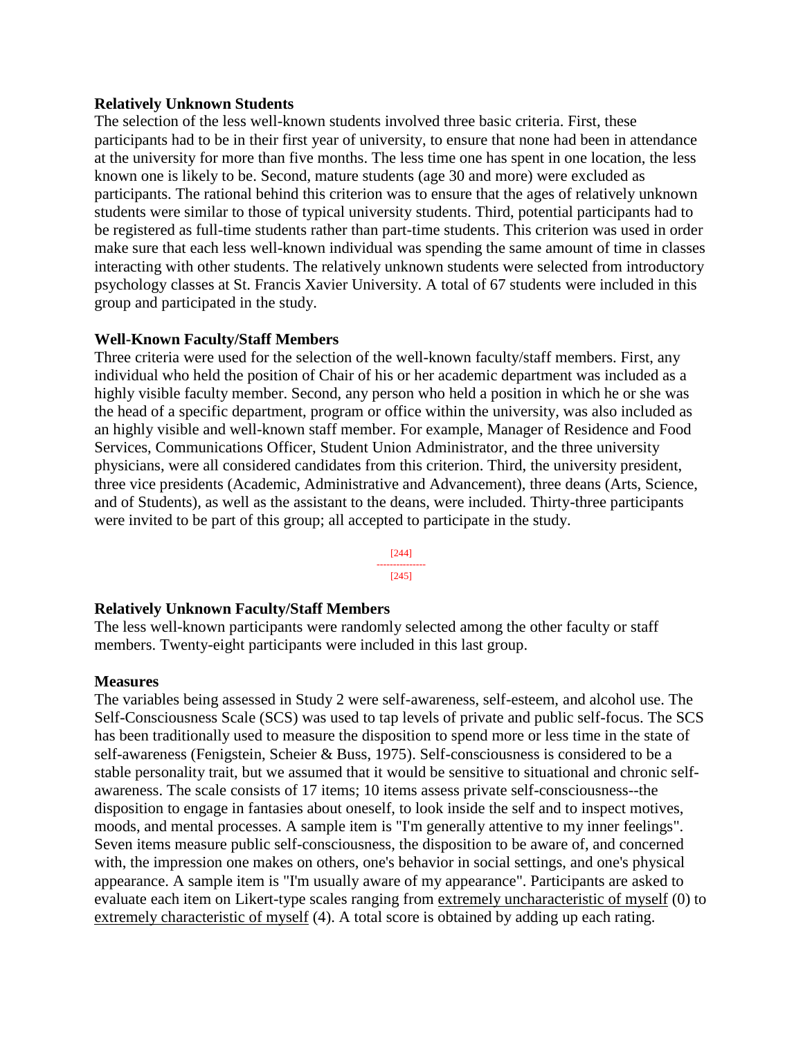### Relatively Unknown Students

The selection of the less well-known students involved three basic criteria. First, these participants had to be in their first year of university, to ensure that none had been in attendance at the university for more than five months. The less time one has spent in one location, the less known one is likely to be. Second, mature students (age 30 and more) were excluded as participants. The rational behind this criterion was to ensure that the ages of relatively unknown students were similar to those of typical university students. Third, potential participants had to be registered as full-time students rather than part-time students. This criterion was used in order make sure that each less well-known individual was spending the same amount of time in classes interacting with other students. The relatively unknown students were selected from introductory psychology classes at St. Francis Xavier University. A total of 67 students were included in this group and participated in the study.

### Well-Known Faculty/Staff Members

Three criteria were used for the selection of the well-known faculty/staff members. First, any individual who held the position of Chair of his or her academic department was included as a highly visible faculty member. Second, any person who held a position in which he or she was the head of a specific department, program or office within the university, was also included as an highly visible and well-known staff member. For example, Manager of Residence and Food Services, Communications Officer, Student Union Administrator, and the three university physicians, were all considered candidates from this criterion. Third, the university president, three vice presidents (Academic, Administrative and Advancement), three deans (Arts, Science, and of Students), as well as the assistant to the deans, were included. Thirty-three participants were invited to be part of this group; all accepted to participate in the study.

[244]
---------------
[245]

### Relatively Unknown Faculty/Staff Members

The less well-known participants were randomly selected among the other faculty or staff members. Twenty-eight participants were included in this last group.

### Measures

The variables being assessed in Study 2 were self-awareness, self-esteem, and alcohol use. The Self-Consciousness Scale (SCS) was used to tap levels of private and public self-focus. The SCS has been traditionally used to measure the disposition to spend more or less time in the state of self-awareness (Fenigstein, Scheier & Buss, 1975). Self-consciousness is considered to be a stable personality trait, but we assumed that it would be sensitive to situational and chronic self-awareness. The scale consists of 17 items; 10 items assess private self-consciousness--the disposition to engage in fantasies about oneself, to look inside the self and to inspect motives, moods, and mental processes. A sample item is "I'm generally attentive to my inner feelings". Seven items measure public self-consciousness, the disposition to be aware of, and concerned with, the impression one makes on others, one's behavior in social settings, and one's physical appearance. A sample item is "I'm usually aware of my appearance". Participants are asked to evaluate each item on Likert-type scales ranging from <u>extremely uncharacteristic of myself</u> (0) to <u>extremely characteristic of myself</u> (4). A total score is obtained by adding up each rating.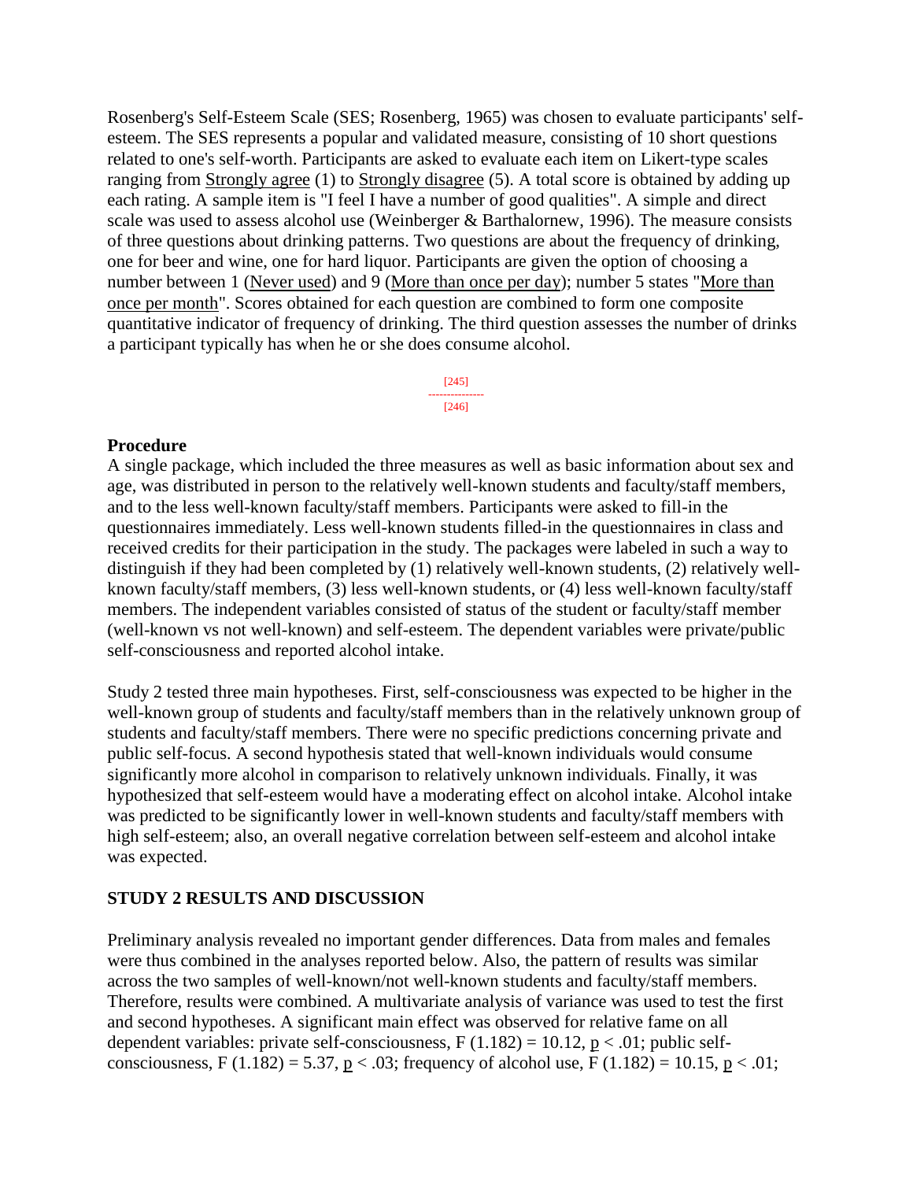Rosenberg's Self-Esteem Scale (SES; Rosenberg, 1965) was chosen to evaluate participants' self-esteem. The SES represents a popular and validated measure, consisting of 10 short questions related to one's self-worth. Participants are asked to evaluate each item on Likert-type scales ranging from Strongly agree (1) to Strongly disagree (5). A total score is obtained by adding up each rating. A sample item is "I feel I have a number of good qualities". A simple and direct scale was used to assess alcohol use (Weinberger & Barthalornew, 1996). The measure consists of three questions about drinking patterns. Two questions are about the frequency of drinking, one for beer and wine, one for hard liquor. Participants are given the option of choosing a number between 1 (Never used) and 9 (More than once per day); number 5 states "More than once per month". Scores obtained for each question are combined to form one composite quantitative indicator of frequency of drinking. The third question assesses the number of drinks a participant typically has when he or she does consume alcohol.

### Procedure

A single package, which included the three measures as well as basic information about sex and age, was distributed in person to the relatively well-known students and faculty/staff members, and to the less well-known faculty/staff members. Participants were asked to fill-in the questionnaires immediately. Less well-known students filled-in the questionnaires in class and received credits for their participation in the study. The packages were labeled in such a way to distinguish if they had been completed by (1) relatively well-known students, (2) relatively well-known faculty/staff members, (3) less well-known students, or (4) less well-known faculty/staff members. The independent variables consisted of status of the student or faculty/staff member (well-known vs not well-known) and self-esteem. The dependent variables were private/public self-consciousness and reported alcohol intake.

Study 2 tested three main hypotheses. First, self-consciousness was expected to be higher in the well-known group of students and faculty/staff members than in the relatively unknown group of students and faculty/staff members. There were no specific predictions concerning private and public self-focus. A second hypothesis stated that well-known individuals would consume significantly more alcohol in comparison to relatively unknown individuals. Finally, it was hypothesized that self-esteem would have a moderating effect on alcohol intake. Alcohol intake was predicted to be significantly lower in well-known students and faculty/staff members with high self-esteem; also, an overall negative correlation between self-esteem and alcohol intake was expected.

## STUDY 2 RESULTS AND DISCUSSION

Preliminary analysis revealed no important gender differences. Data from males and females were thus combined in the analyses reported below. Also, the pattern of results was similar across the two samples of well-known/not well-known students and faculty/staff members. Therefore, results were combined. A multivariate analysis of variance was used to test the first and second hypotheses. A significant main effect was observed for relative fame on all dependent variables: private self-consciousness, $F(1.182) = 10.12$, $p < .01$; public self-consciousness, $F(1.182) = 5.37$, $p < .03$; frequency of alcohol use, $F(1.182) = 10.15$, $p < .01$;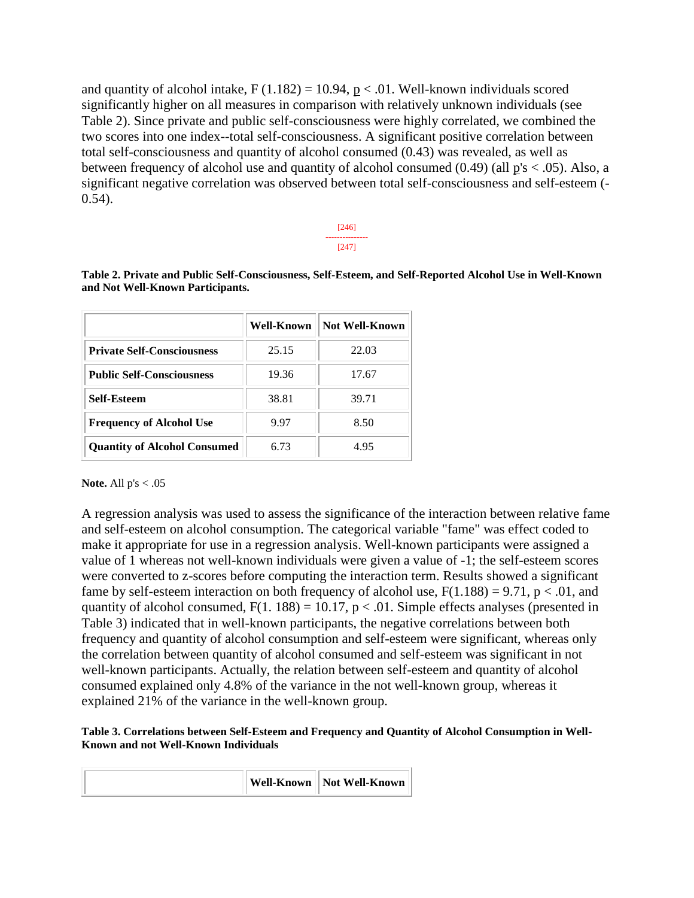and quantity of alcohol intake, $F(1.182) = 10.94$, $p < .01$. Well-known individuals scored significantly higher on all measures in comparison with relatively unknown individuals (see Table 2). Since private and public self-consciousness were highly correlated, we combined the two scores into one index--total self-consciousness. A significant positive correlation between total self-consciousness and quantity of alcohol consumed (0.43) was revealed, as well as between frequency of alcohol use and quantity of alcohol consumed (0.49) (all $p$'s $< .05$). Also, a significant negative correlation was observed between total self-consciousness and self-esteem (-0.54).

**Table 2. Private and Public Self-Consciousness, Self-Esteem, and Self-Reported Alcohol Use in Well-Known and Not Well-Known Participants.**

| | Well-Known | Not Well-Known |
|---|---|---|
| **Private Self-Consciousness** | 25.15 | 22.03 |
| **Public Self-Consciousness** | 19.36 | 17.67 |
| **Self-Esteem** | 38.81 | 39.71 |
| **Frequency of Alcohol Use** | 9.97 | 8.50 |
| **Quantity of Alcohol Consumed** | 6.73 | 4.95 |

**Note.** All p's $< .05$

A regression analysis was used to assess the significance of the interaction between relative fame and self-esteem on alcohol consumption. The categorical variable "fame" was effect coded to make it appropriate for use in a regression analysis. Well-known participants were assigned a value of 1 whereas not well-known individuals were given a value of -1; the self-esteem scores were converted to z-scores before computing the interaction term. Results showed a significant fame by self-esteem interaction on both frequency of alcohol use, $F(1.188) = 9.71$, $p < .01$, and quantity of alcohol consumed, $F(1. 188) = 10.17$, $p < .01$. Simple effects analyses (presented in Table 3) indicated that in well-known participants, the negative correlations between both frequency and quantity of alcohol consumption and self-esteem were significant, whereas only the correlation between quantity of alcohol consumed and self-esteem was significant in not well-known participants. Actually, the relation between self-esteem and quantity of alcohol consumed explained only 4.8% of the variance in the not well-known group, whereas it explained 21% of the variance in the well-known group.

**Table 3. Correlations between Self-Esteem and Frequency and Quantity of Alcohol Consumption in Well-Known and not Well-Known Individuals**

| | Well-Known | Not Well-Known |
|---|---|---|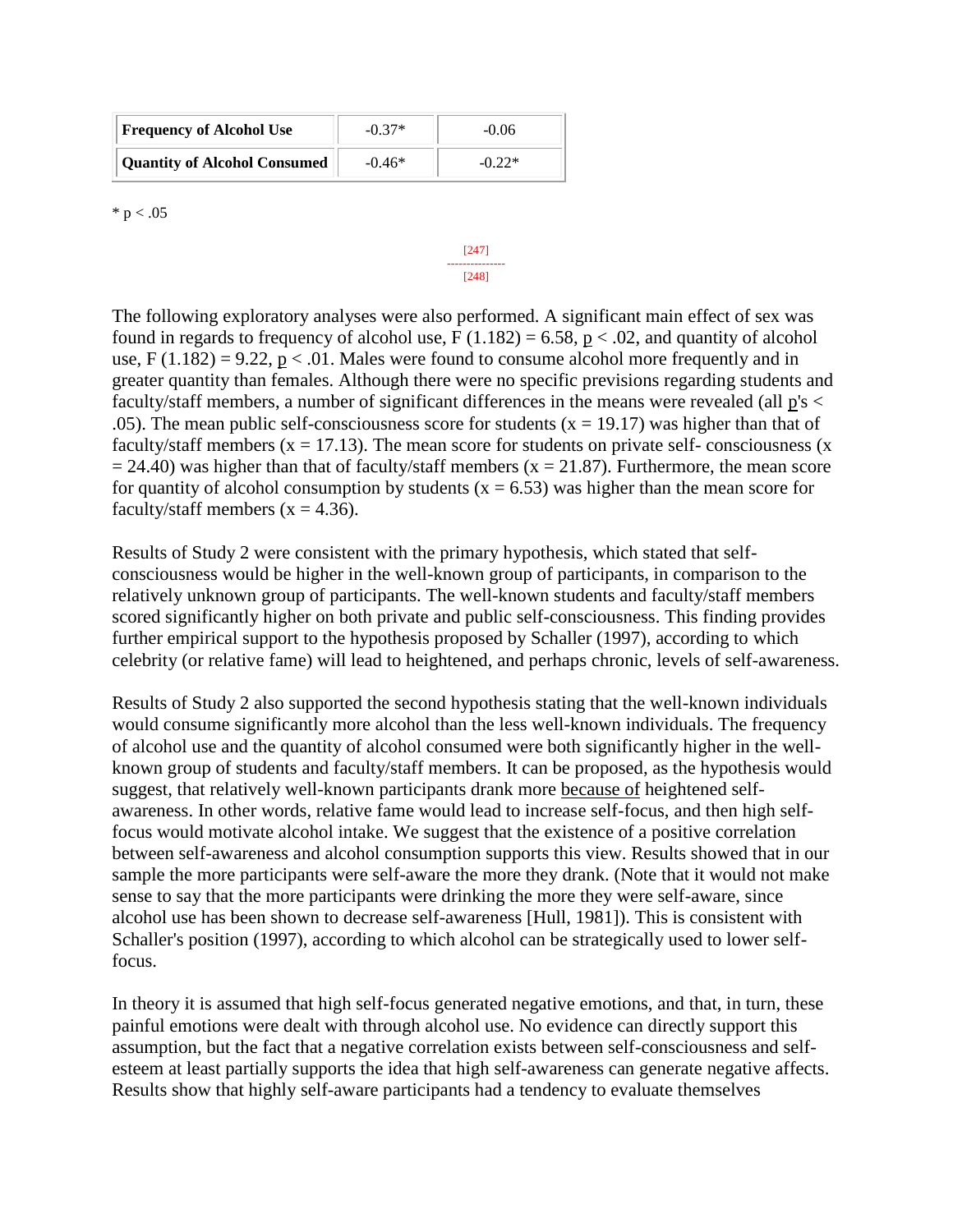| | | |
|---|---|---|
| **Frequency of Alcohol Use** | -0.37* | -0.06 |
| **Quantity of Alcohol Consumed** | -0.46* | -0.22* |

* $p < .05$

The following exploratory analyses were also performed. A significant main effect of sex was found in regards to frequency of alcohol use, $F(1.182) = 6.58$, $p < .02$, and quantity of alcohol use, $F(1.182) = 9.22$, $p < .01$. Males were found to consume alcohol more frequently and in greater quantity than females. Although there were no specific previsions regarding students and faculty/staff members, a number of significant differences in the means were revealed (all $p$'s < .05). The mean public self-consciousness score for students ($x = 19.17$) was higher than that of faculty/staff members ($x = 17.13$). The mean score for students on private self- consciousness ($x = 24.40$) was higher than that of faculty/staff members ($x = 21.87$). Furthermore, the mean score for quantity of alcohol consumption by students ($x = 6.53$) was higher than the mean score for faculty/staff members ($x = 4.36$).

Results of Study 2 were consistent with the primary hypothesis, which stated that self-consciousness would be higher in the well-known group of participants, in comparison to the relatively unknown group of participants. The well-known students and faculty/staff members scored significantly higher on both private and public self-consciousness. This finding provides further empirical support to the hypothesis proposed by Schaller (1997), according to which celebrity (or relative fame) will lead to heightened, and perhaps chronic, levels of self-awareness.

Results of Study 2 also supported the second hypothesis stating that the well-known individuals would consume significantly more alcohol than the less well-known individuals. The frequency of alcohol use and the quantity of alcohol consumed were both significantly higher in the well-known group of students and faculty/staff members. It can be proposed, as the hypothesis would suggest, that relatively well-known participants drank more <u>because of</u> heightened self-awareness. In other words, relative fame would lead to increase self-focus, and then high self-focus would motivate alcohol intake. We suggest that the existence of a positive correlation between self-awareness and alcohol consumption supports this view. Results showed that in our sample the more participants were self-aware the more they drank. (Note that it would not make sense to say that the more participants were drinking the more they were self-aware, since alcohol use has been shown to decrease self-awareness [Hull, 1981]). This is consistent with Schaller's position (1997), according to which alcohol can be strategically used to lower self-focus.

In theory it is assumed that high self-focus generated negative emotions, and that, in turn, these painful emotions were dealt with through alcohol use. No evidence can directly support this assumption, but the fact that a negative correlation exists between self-consciousness and self-esteem at least partially supports the idea that high self-awareness can generate negative affects. Results show that highly self-aware participants had a tendency to evaluate themselves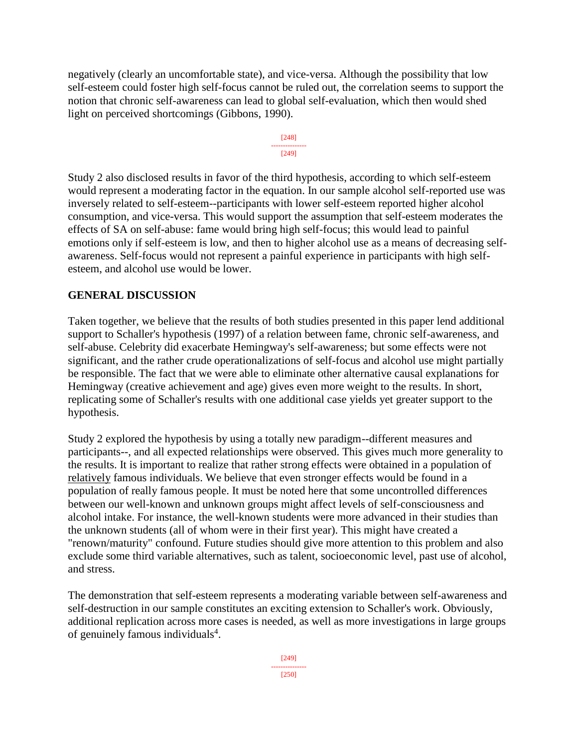negatively (clearly an uncomfortable state), and vice-versa. Although the possibility that low self-esteem could foster high self-focus cannot be ruled out, the correlation seems to support the notion that chronic self-awareness can lead to global self-evaluation, which then would shed light on perceived shortcomings (Gibbons, 1990).

Study 2 also disclosed results in favor of the third hypothesis, according to which self-esteem would represent a moderating factor in the equation. In our sample alcohol self-reported use was inversely related to self-esteem--participants with lower self-esteem reported higher alcohol consumption, and vice-versa. This would support the assumption that self-esteem moderates the effects of SA on self-abuse: fame would bring high self-focus; this would lead to painful emotions only if self-esteem is low, and then to higher alcohol use as a means of decreasing self-awareness. Self-focus would not represent a painful experience in participants with high self-esteem, and alcohol use would be lower.

## GENERAL DISCUSSION

Taken together, we believe that the results of both studies presented in this paper lend additional support to Schaller's hypothesis (1997) of a relation between fame, chronic self-awareness, and self-abuse. Celebrity did exacerbate Hemingway's self-awareness; but some effects were not significant, and the rather crude operationalizations of self-focus and alcohol use might partially be responsible. The fact that we were able to eliminate other alternative causal explanations for Hemingway (creative achievement and age) gives even more weight to the results. In short, replicating some of Schaller's results with one additional case yields yet greater support to the hypothesis.

Study 2 explored the hypothesis by using a totally new paradigm--different measures and participants--, and all expected relationships were observed. This gives much more generality to the results. It is important to realize that rather strong effects were obtained in a population of relatively famous individuals. We believe that even stronger effects would be found in a population of really famous people. It must be noted here that some uncontrolled differences between our well-known and unknown groups might affect levels of self-consciousness and alcohol intake. For instance, the well-known students were more advanced in their studies than the unknown students (all of whom were in their first year). This might have created a "renown/maturity" confound. Future studies should give more attention to this problem and also exclude some third variable alternatives, such as talent, socioeconomic level, past use of alcohol, and stress.

The demonstration that self-esteem represents a moderating variable between self-awareness and self-destruction in our sample constitutes an exciting extension to Schaller's work. Obviously, additional replication across more cases is needed, as well as more investigations in large groups of genuinely famous individuals[4].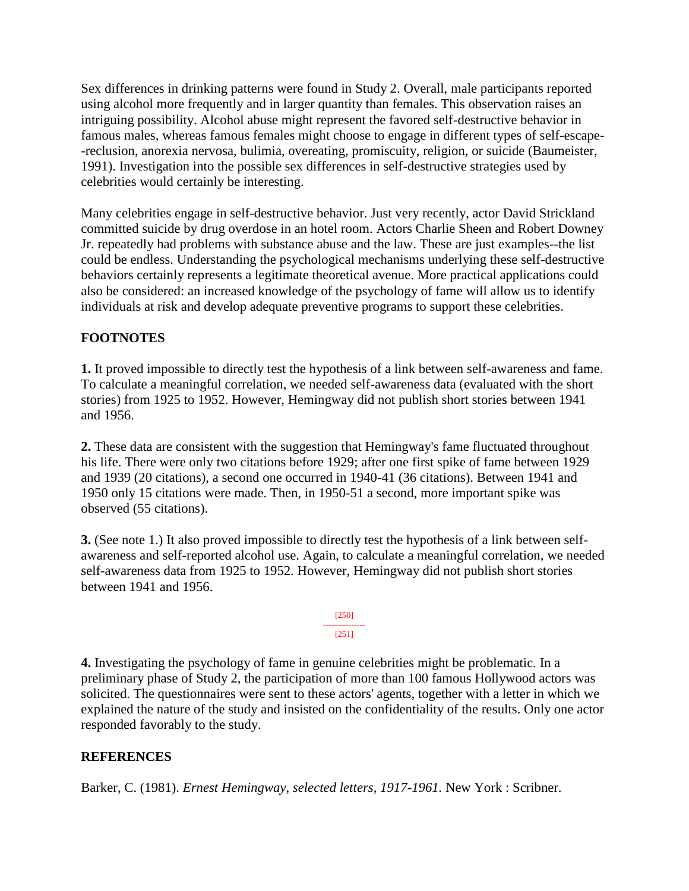Sex differences in drinking patterns were found in Study 2. Overall, male participants reported using alcohol more frequently and in larger quantity than females. This observation raises an intriguing possibility. Alcohol abuse might represent the favored self-destructive behavior in famous males, whereas famous females might choose to engage in different types of self-escape--reclusion, anorexia nervosa, bulimia, overeating, promiscuity, religion, or suicide (Baumeister, 1991). Investigation into the possible sex differences in self-destructive strategies used by celebrities would certainly be interesting.

Many celebrities engage in self-destructive behavior. Just very recently, actor David Strickland committed suicide by drug overdose in an hotel room. Actors Charlie Sheen and Robert Downey Jr. repeatedly had problems with substance abuse and the law. These are just examples--the list could be endless. Understanding the psychological mechanisms underlying these self-destructive behaviors certainly represents a legitimate theoretical avenue. More practical applications could also be considered: an increased knowledge of the psychology of fame will allow us to identify individuals at risk and develop adequate preventive programs to support these celebrities.

## FOOTNOTES

**1.** It proved impossible to directly test the hypothesis of a link between self-awareness and fame. To calculate a meaningful correlation, we needed self-awareness data (evaluated with the short stories) from 1925 to 1952. However, Hemingway did not publish short stories between 1941 and 1956.

**2.** These data are consistent with the suggestion that Hemingway's fame fluctuated throughout his life. There were only two citations before 1929; after one first spike of fame between 1929 and 1939 (20 citations), a second one occurred in 1940-41 (36 citations). Between 1941 and 1950 only 15 citations were made. Then, in 1950-51 a second, more important spike was observed (55 citations).

**3.** (See note 1.) It also proved impossible to directly test the hypothesis of a link between self-awareness and self-reported alcohol use. Again, to calculate a meaningful correlation, we needed self-awareness data from 1925 to 1952. However, Hemingway did not publish short stories between 1941 and 1956.

**4.** Investigating the psychology of fame in genuine celebrities might be problematic. In a preliminary phase of Study 2, the participation of more than 100 famous Hollywood actors was solicited. The questionnaires were sent to these actors' agents, together with a letter in which we explained the nature of the study and insisted on the confidentiality of the results. Only one actor responded favorably to the study.

## REFERENCES

Barker, C. (1981). *Ernest Hemingway, selected letters, 1917-1961.* New York : Scribner.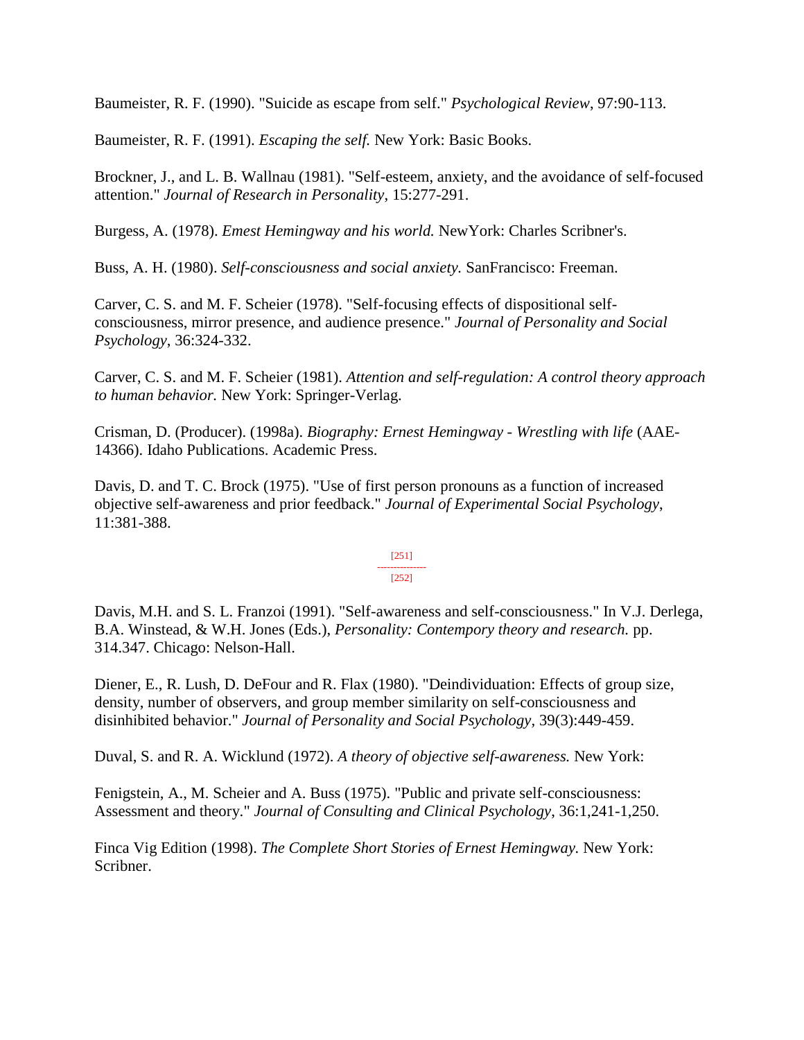Baumeister, R. F. (1990). "Suicide as escape from self." *Psychological Review*, 97:90-113.

Baumeister, R. F. (1991). *Escaping the self.* New York: Basic Books.

Brockner, J., and L. B. Wallnau (1981). "Self-esteem, anxiety, and the avoidance of self-focused attention." *Journal of Research in Personality*, 15:277-291.

Burgess, A. (1978). *Emest Hemingway and his world.* NewYork: Charles Scribner's.

Buss, A. H. (1980). *Self-consciousness and social anxiety.* SanFrancisco: Freeman.

Carver, C. S. and M. F. Scheier (1978). "Self-focusing effects of dispositional self-consciousness, mirror presence, and audience presence." *Journal of Personality and Social Psychology*, 36:324-332.

Carver, C. S. and M. F. Scheier (1981). *Attention and self-regulation: A control theory approach to human behavior.* New York: Springer-Verlag.

Crisman, D. (Producer). (1998a). *Biography: Ernest Hemingway - Wrestling with life* (AAE-14366). Idaho Publications. Academic Press.

Davis, D. and T. C. Brock (1975). "Use of first person pronouns as a function of increased objective self-awareness and prior feedback." *Journal of Experimental Social Psychology*, 11:381-388.

[251]
---------------
[252]

Davis, M.H. and S. L. Franzoi (1991). "Self-awareness and self-consciousness." In V.J. Derlega, B.A. Winstead, & W.H. Jones (Eds.), *Personality: Contempory theory and research.* pp. 314.347. Chicago: Nelson-Hall.

Diener, E., R. Lush, D. DeFour and R. Flax (1980). "Deindividuation: Effects of group size, density, number of observers, and group member similarity on self-consciousness and disinhibited behavior." *Journal of Personality and Social Psychology*, 39(3):449-459.

Duval, S. and R. A. Wicklund (1972). *A theory of objective self-awareness.* New York:

Fenigstein, A., M. Scheier and A. Buss (1975). "Public and private self-consciousness: Assessment and theory." *Journal of Consulting and Clinical Psychology*, 36:1,241-1,250.

Finca Vig Edition (1998). *The Complete Short Stories of Ernest Hemingway.* New York: Scribner.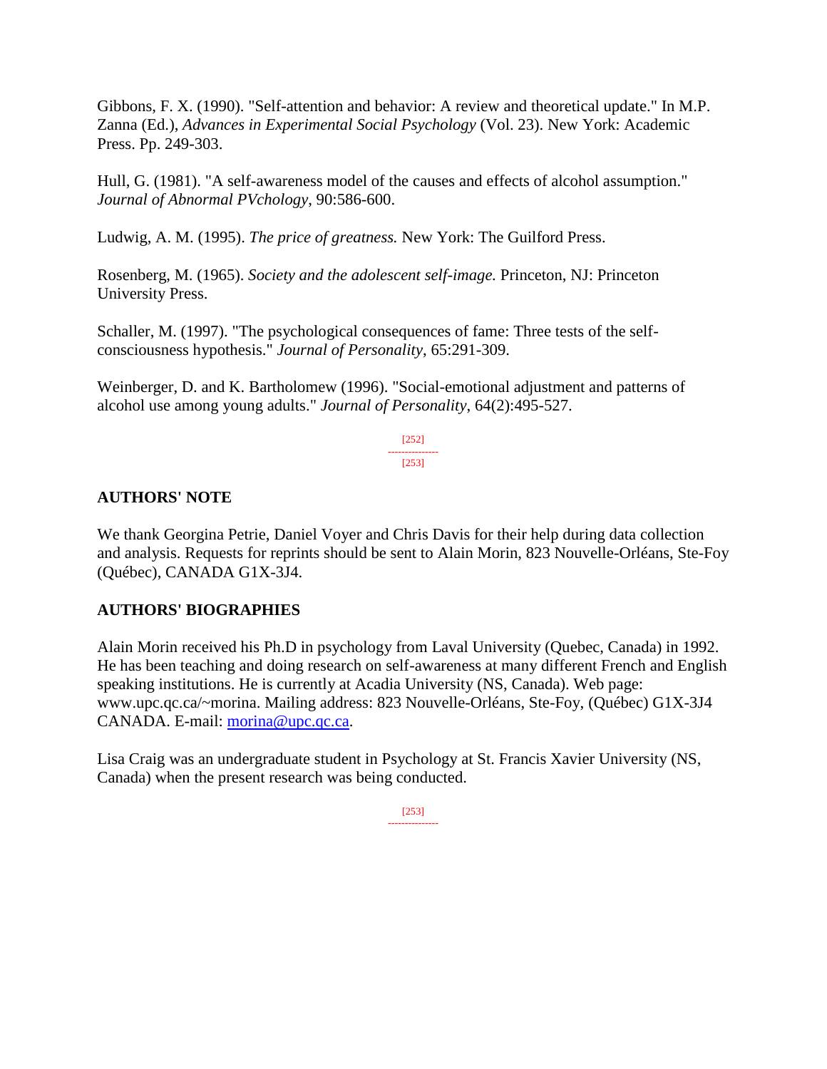Gibbons, F. X. (1990). "Self-attention and behavior: A review and theoretical update." In M.P. Zanna (Ed.), *Advances in Experimental Social Psychology* (Vol. 23). New York: Academic Press. Pp. 249-303.

Hull, G. (1981). "A self-awareness model of the causes and effects of alcohol assumption." *Journal of Abnormal PVchology*, 90:586-600.

Ludwig, A. M. (1995). *The price of greatness.* New York: The Guilford Press.

Rosenberg, M. (1965). *Society and the adolescent self-image.* Princeton, NJ: Princeton University Press.

Schaller, M. (1997). "The psychological consequences of fame: Three tests of the self-consciousness hypothesis." *Journal of Personality*, 65:291-309.

Weinberger, D. and K. Bartholomew (1996). "Social-emotional adjustment and patterns of alcohol use among young adults." *Journal of Personality*, 64(2):495-527.

## AUTHORS' NOTE

We thank Georgina Petrie, Daniel Voyer and Chris Davis for their help during data collection and analysis. Requests for reprints should be sent to Alain Morin, 823 Nouvelle-Orléans, Ste-Foy (Québec), CANADA G1X-3J4.

## AUTHORS' BIOGRAPHIES

Alain Morin received his Ph.D in psychology from Laval University (Quebec, Canada) in 1992. He has been teaching and doing research on self-awareness at many different French and English speaking institutions. He is currently at Acadia University (NS, Canada). Web page: www.upc.qc.ca/~morina. Mailing address: 823 Nouvelle-Orléans, Ste-Foy, (Québec) G1X-3J4 CANADA. E-mail: morina@upc.qc.ca.

Lisa Craig was an undergraduate student in Psychology at St. Francis Xavier University (NS, Canada) when the present research was being conducted.